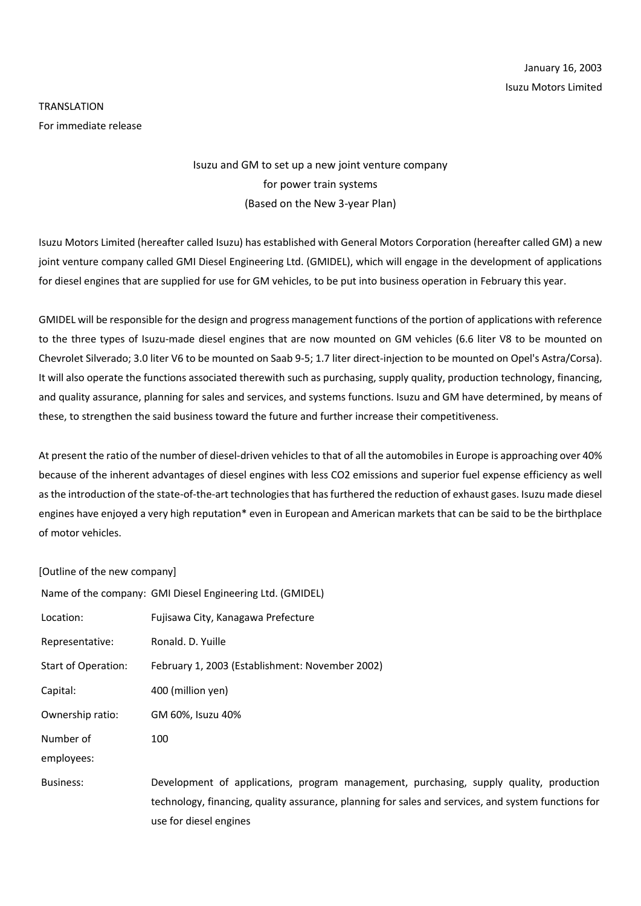January 16, 2003

Isuzu Motors Limited

TRANSLATION

For immediate release

## Isuzu and GM to set up a new joint venture company for power train systems (Based on the New 3-year Plan)

Isuzu Motors Limited (hereafter called Isuzu) has established with General Motors Corporation (hereafter called GM) a new joint venture company called GMI Diesel Engineering Ltd. (GMIDEL), which will engage in the development of applications for diesel engines that are supplied for use for GM vehicles, to be put into business operation in February this year.

GMIDEL will be responsible for the design and progress management functions of the portion of applications with reference to the three types of Isuzu-made diesel engines that are now mounted on GM vehicles (6.6 liter V8 to be mounted on Chevrolet Silverado; 3.0 liter V6 to be mounted on Saab 9-5; 1.7 liter direct-injection to be mounted on Opel's Astra/Corsa). It will also operate the functions associated therewith such as purchasing, supply quality, production technology, financing, and quality assurance, planning for sales and services, and systems functions. Isuzu and GM have determined, by means of these, to strengthen the said business toward the future and further increase their competitiveness.

At present the ratio of the number of diesel-driven vehicles to that of all the automobiles in Europe is approaching over 40% because of the inherent advantages of diesel engines with less $CO_2$ emissions and superior fuel expense efficiency as well as the introduction of the state-of-the-art technologies that has furthered the reduction of exhaust gases. Isuzu made diesel engines have enjoyed a very high reputation* even in European and American markets that can be said to be the birthplace of motor vehicles.

[Outline of the new company]

| | |
|---|---|
| Name of the company: | GMI Diesel Engineering Ltd. (GMIDEL) |
| Location: | Fujisawa City, Kanagawa Prefecture |
| Representative: | Ronald. D. Yuille |
| Start of Operation: | February 1, 2003 (Establishment: November 2002) |
| Capital: | 400 (million yen) |
| Ownership ratio: | GM 60%, Isuzu 40% |
| Number of employees: | 100 |
| Business: | Development of applications, program management, purchasing, supply quality, production technology, financing, quality assurance, planning for sales and services, and system functions for use for diesel engines |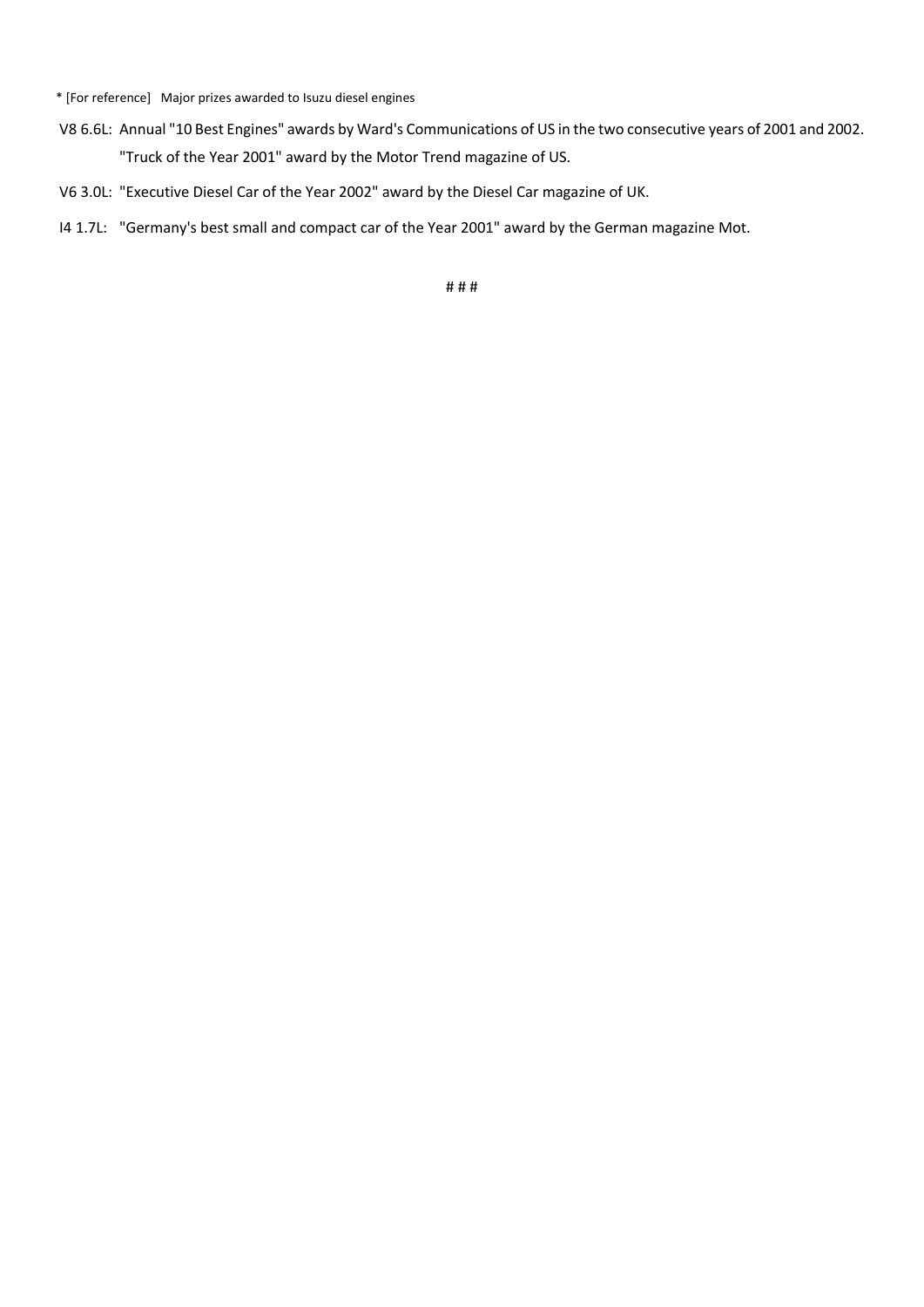* [For reference] Major prizes awarded to Isuzu diesel engines

V8 6.6L: Annual "10 Best Engines" awards by Ward's Communications of US in the two consecutive years of 2001 and 2002.
"Truck of the Year 2001" award by the Motor Trend magazine of US.

V6 3.0L: "Executive Diesel Car of the Year 2002" award by the Diesel Car magazine of UK.

I4 1.7L: "Germany's best small and compact car of the Year 2001" award by the German magazine Mot.

# # #